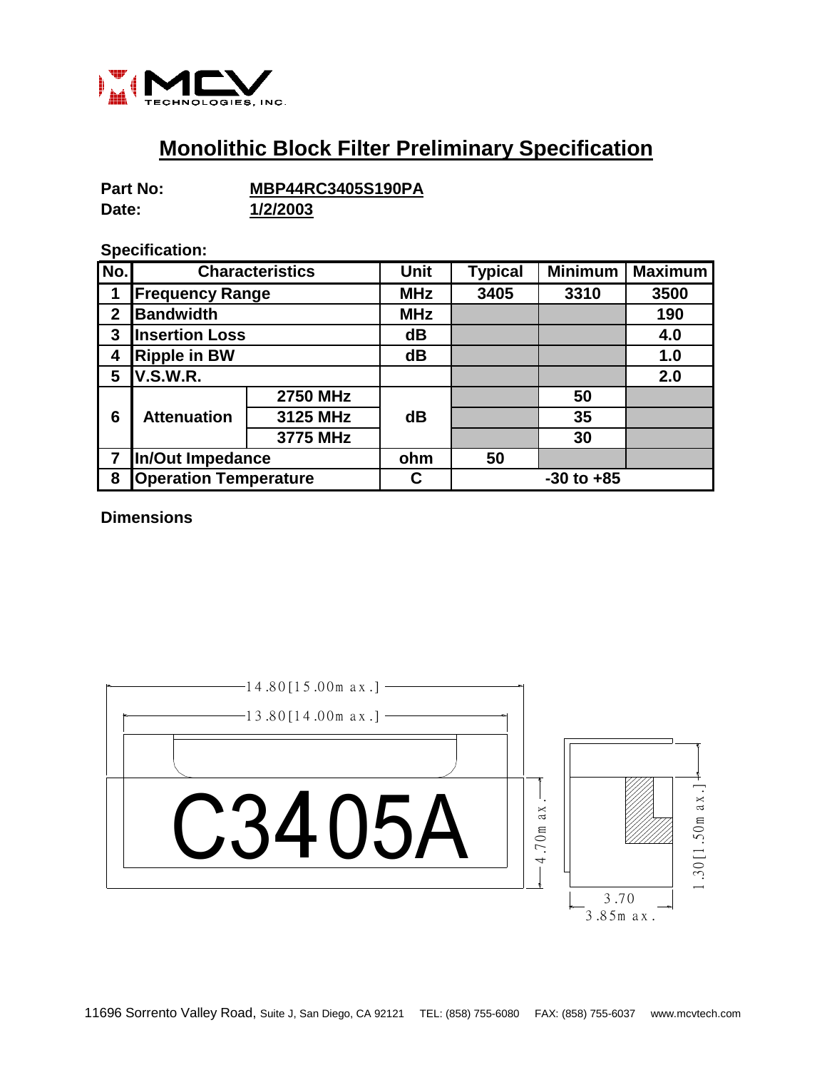# Monolithic Block Filter Preliminary Specification

**Part No:** **MBP44RC3405S190PA**
**Date:** **1/2/2003**

**Specification:**

| No. | Characteristics | | Unit | Typical | Minimum | Maximum |
|---|---|---|---|---|---|---|
| 1 | Frequency Range | | MHz | 3405 | 3310 | 3500 |
| 2 | Bandwidth | | MHz | | | 190 |
| 3 | Insertion Loss | | dB | | | 4.0 |
| 4 | Ripple in BW | | dB | | | 1.0 |
| 5 | V.S.W.R. | | | | | 2.0 |
| 6 | Attenuation | 2750 MHz | dB | | 50 | |
| | | 3125 MHz | | | 35 | |
| | | 3775 MHz | | | 30 | |
| 7 | In/Out Impedance | | ohm | 50 | | |
| 8 | Operation Temperature | | C | -30 to +85 | | |

**Dimensions**

14.80[15.00max.]

13.80[14.00max.]

C3405A

4.70max.

1.30[1.50max.]

3.70

3.85max.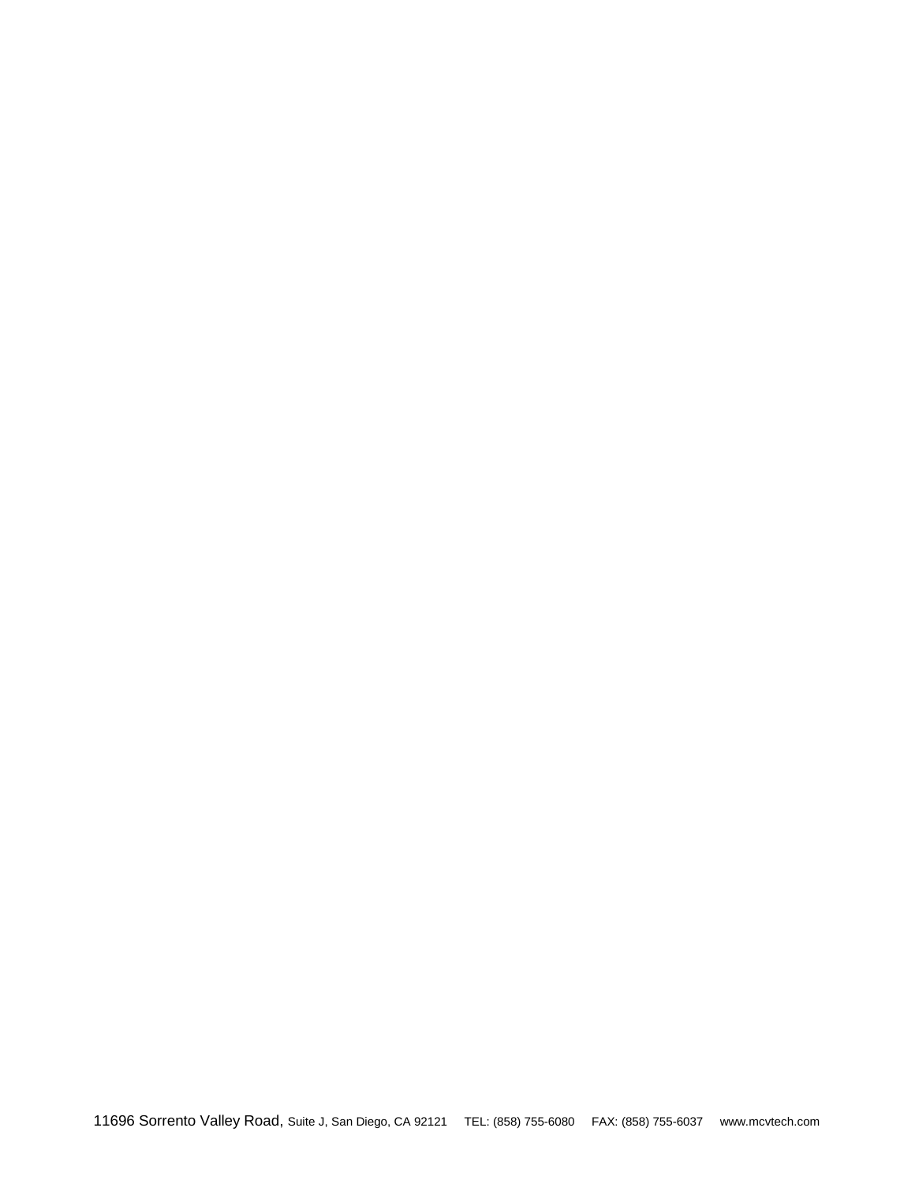11696 Sorrento Valley Road, Suite J, San Diego, CA 92121 TEL: (858) 755-6080 FAX: (858) 755-6037 www.mcvtech.com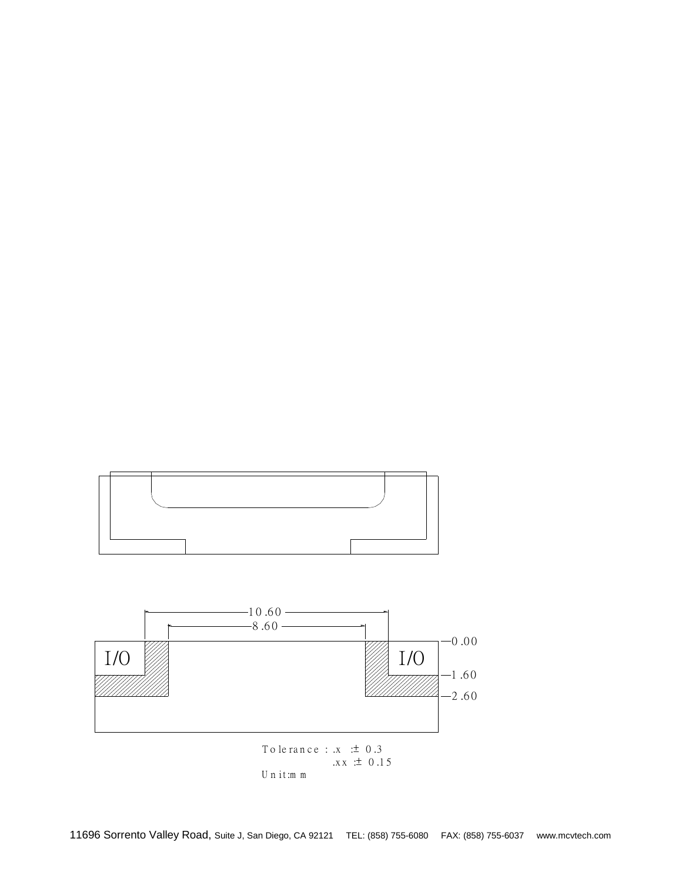10.60

8.60

I/O

I/O

0.00

1.60

2.60

Tolerance : .x :± 0.3

.xx :± 0.15

Unit:mm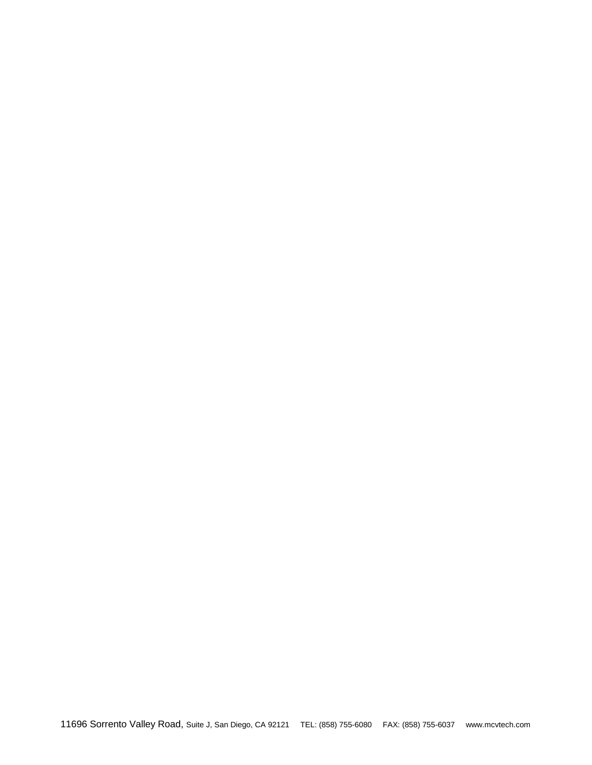11696 Sorrento Valley Road, Suite J, San Diego, CA 92121 TEL: (858) 755-6080 FAX: (858) 755-6037 www.mcvtech.com